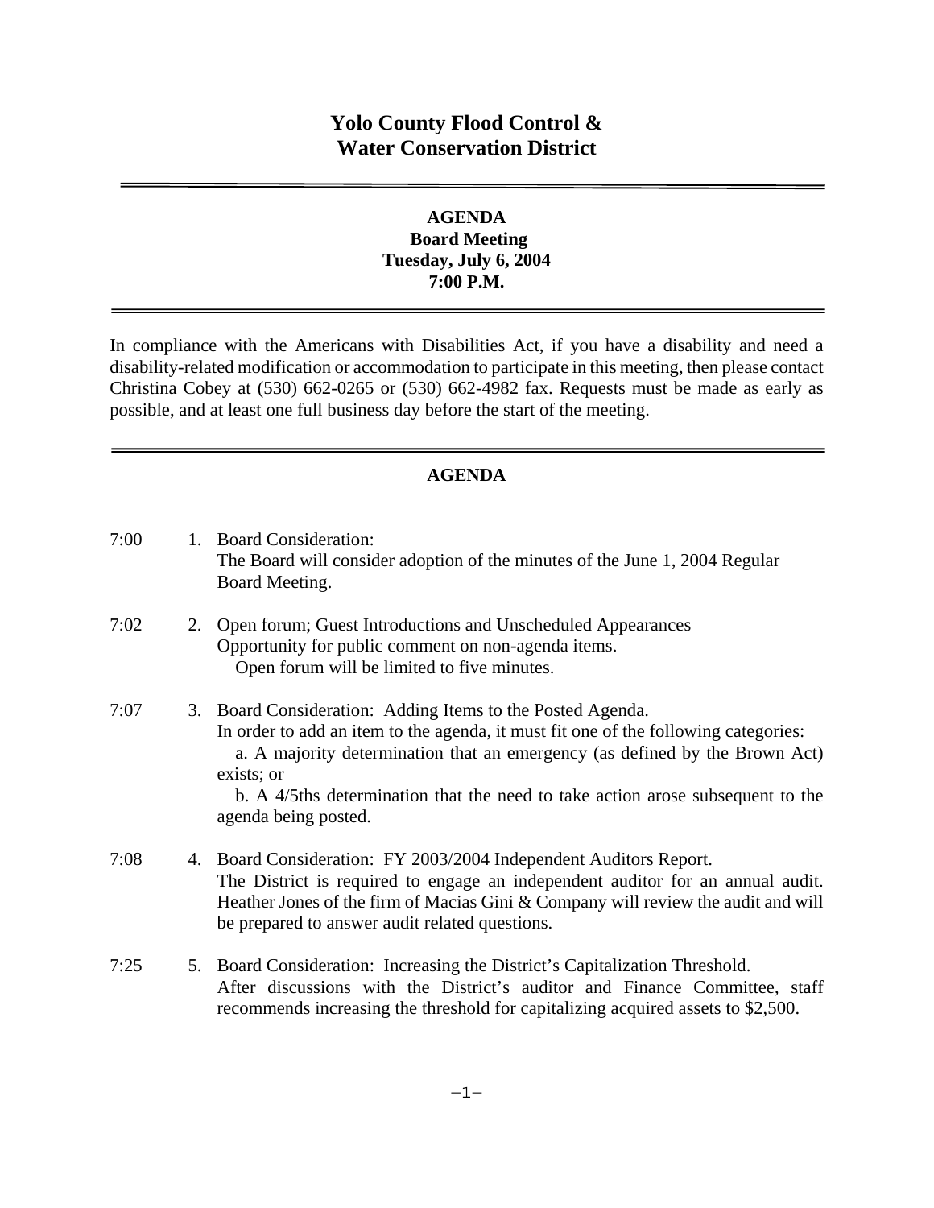# Yolo County Flood Control & Water Conservation District

## AGENDA
**Board Meeting**
**Tuesday, July 6, 2004**
**7:00 P.M.**

In compliance with the Americans with Disabilities Act, if you have a disability and need a disability-related modification or accommodation to participate in this meeting, then please contact Christina Cobey at (530) 662-0265 or (530) 662-4982 fax. Requests must be made as early as possible, and at least one full business day before the start of the meeting.

## AGENDA

7:00 1. Board Consideration:
The Board will consider adoption of the minutes of the June 1, 2004 Regular Board Meeting.

7:02 2. Open forum; Guest Introductions and Unscheduled Appearances
Opportunity for public comment on non-agenda items.
Open forum will be limited to five minutes.

7:07 3. Board Consideration: Adding Items to the Posted Agenda.
In order to add an item to the agenda, it must fit one of the following categories:
a. A majority determination that an emergency (as defined by the Brown Act) exists; or
b. A 4/5ths determination that the need to take action arose subsequent to the agenda being posted.

7:08 4. Board Consideration: FY 2003/2004 Independent Auditors Report.
The District is required to engage an independent auditor for an annual audit. Heather Jones of the firm of Macias Gini & Company will review the audit and will be prepared to answer audit related questions.

7:25 5. Board Consideration: Increasing the District's Capitalization Threshold.
After discussions with the District's auditor and Finance Committee, staff recommends increasing the threshold for capitalizing acquired assets to $2,500.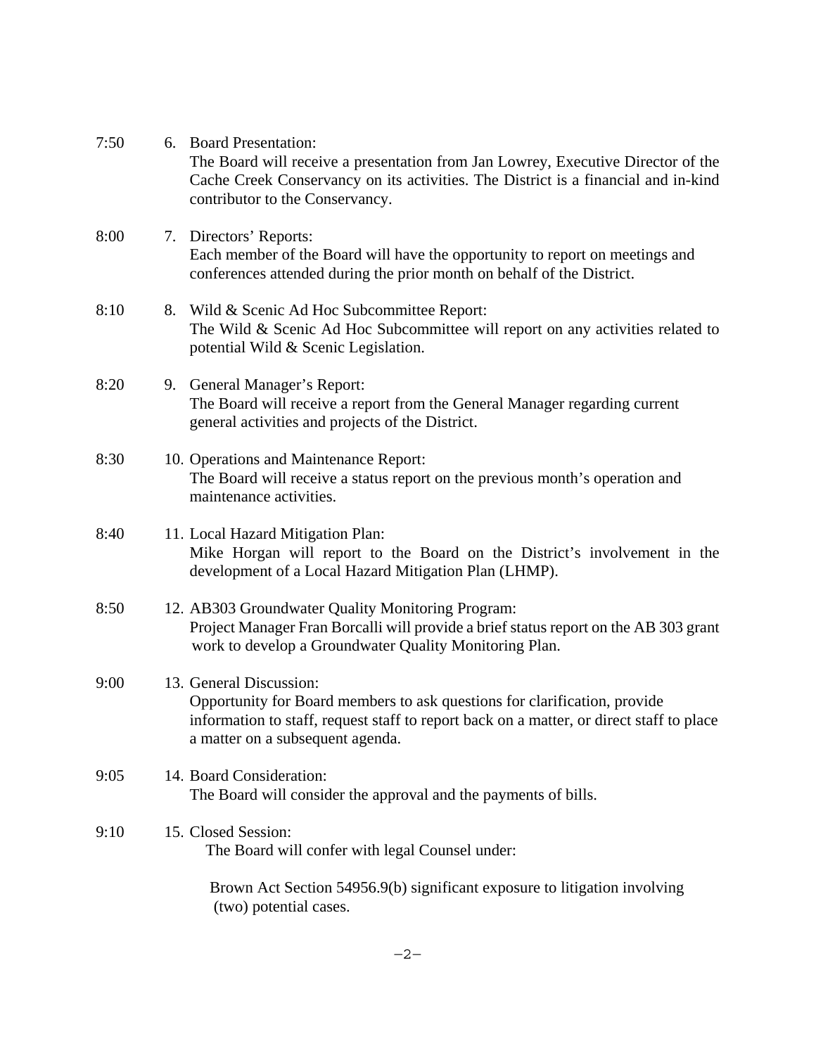7:50 6. Board Presentation:
The Board will receive a presentation from Jan Lowrey, Executive Director of the Cache Creek Conservancy on its activities. The District is a financial and in-kind contributor to the Conservancy.

8:00 7. Directors' Reports:
Each member of the Board will have the opportunity to report on meetings and conferences attended during the prior month on behalf of the District.

8:10 8. Wild & Scenic Ad Hoc Subcommittee Report:
The Wild & Scenic Ad Hoc Subcommittee will report on any activities related to potential Wild & Scenic Legislation.

8:20 9. General Manager's Report:
The Board will receive a report from the General Manager regarding current general activities and projects of the District.

8:30 10. Operations and Maintenance Report:
The Board will receive a status report on the previous month's operation and maintenance activities.

8:40 11. Local Hazard Mitigation Plan:
Mike Horgan will report to the Board on the District's involvement in the development of a Local Hazard Mitigation Plan (LHMP).

8:50 12. AB303 Groundwater Quality Monitoring Program:
Project Manager Fran Borcalli will provide a brief status report on the AB 303 grant work to develop a Groundwater Quality Monitoring Plan.

9:00 13. General Discussion:
Opportunity for Board members to ask questions for clarification, provide information to staff, request staff to report back on a matter, or direct staff to place a matter on a subsequent agenda.

9:05 14. Board Consideration:
The Board will consider the approval and the payments of bills.

9:10 15. Closed Session:
The Board will confer with legal Counsel under:

Brown Act Section 54956.9(b) significant exposure to litigation involving (two) potential cases.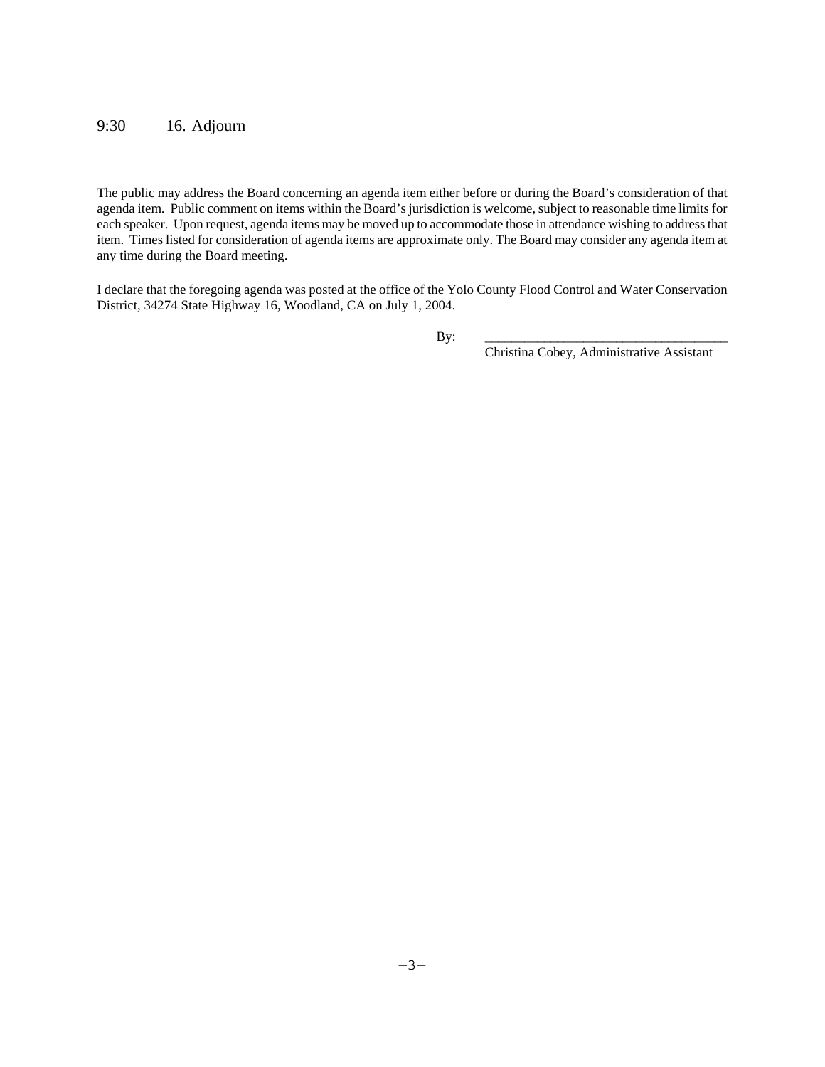9:30 16. Adjourn

The public may address the Board concerning an agenda item either before or during the Board's consideration of that agenda item. Public comment on items within the Board's jurisdiction is welcome, subject to reasonable time limits for each speaker. Upon request, agenda items may be moved up to accommodate those in attendance wishing to address that item. Times listed for consideration of agenda items are approximate only. The Board may consider any agenda item at any time during the Board meeting.

I declare that the foregoing agenda was posted at the office of the Yolo County Flood Control and Water Conservation District, 34274 State Highway 16, Woodland, CA on July 1, 2004.

By: ___________________________________

Christina Cobey, Administrative Assistant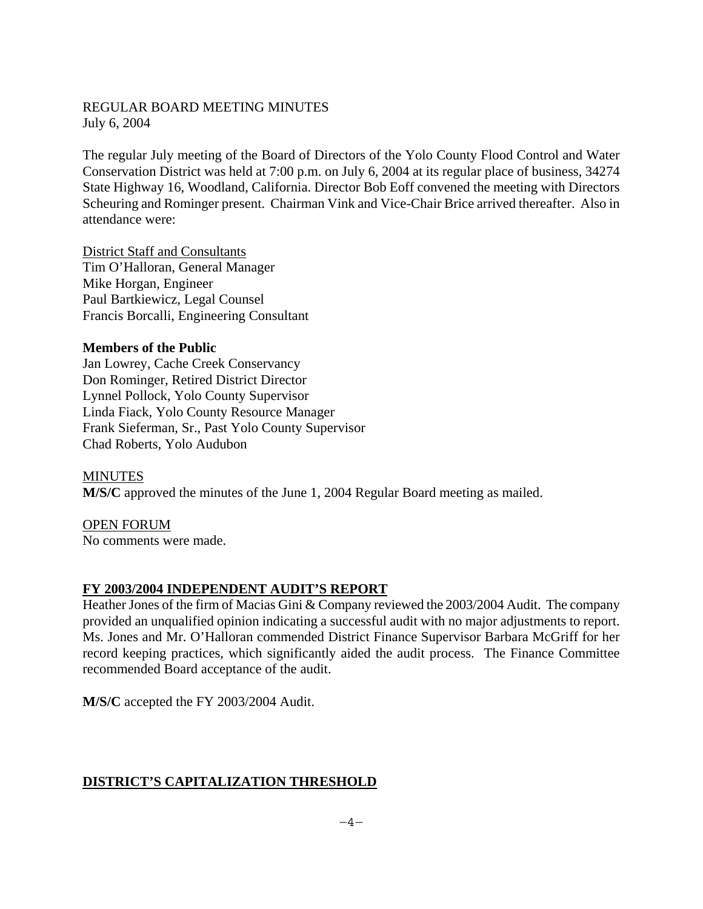REGULAR BOARD MEETING MINUTES
July 6, 2004

The regular July meeting of the Board of Directors of the Yolo County Flood Control and Water Conservation District was held at 7:00 p.m. on July 6, 2004 at its regular place of business, 34274 State Highway 16, Woodland, California. Director Bob Eoff convened the meeting with Directors Scheuring and Rominger present. Chairman Vink and Vice-Chair Brice arrived thereafter. Also in attendance were:

District Staff and Consultants
Tim O'Halloran, General Manager
Mike Horgan, Engineer
Paul Bartkiewicz, Legal Counsel
Francis Borcalli, Engineering Consultant

**Members of the Public**
Jan Lowrey, Cache Creek Conservancy
Don Rominger, Retired District Director
Lynnel Pollock, Yolo County Supervisor
Linda Fiack, Yolo County Resource Manager
Frank Sieferman, Sr., Past Yolo County Supervisor
Chad Roberts, Yolo Audubon

MINUTES
**M/S/C** approved the minutes of the June 1, 2004 Regular Board meeting as mailed.

OPEN FORUM
No comments were made.

**FY 2003/2004 INDEPENDENT AUDIT'S REPORT**
Heather Jones of the firm of Macias Gini & Company reviewed the 2003/2004 Audit. The company provided an unqualified opinion indicating a successful audit with no major adjustments to report. Ms. Jones and Mr. O'Halloran commended District Finance Supervisor Barbara McGriff for her record keeping practices, which significantly aided the audit process. The Finance Committee recommended Board acceptance of the audit.

**M/S/C** accepted the FY 2003/2004 Audit.

**DISTRICT'S CAPITALIZATION THRESHOLD**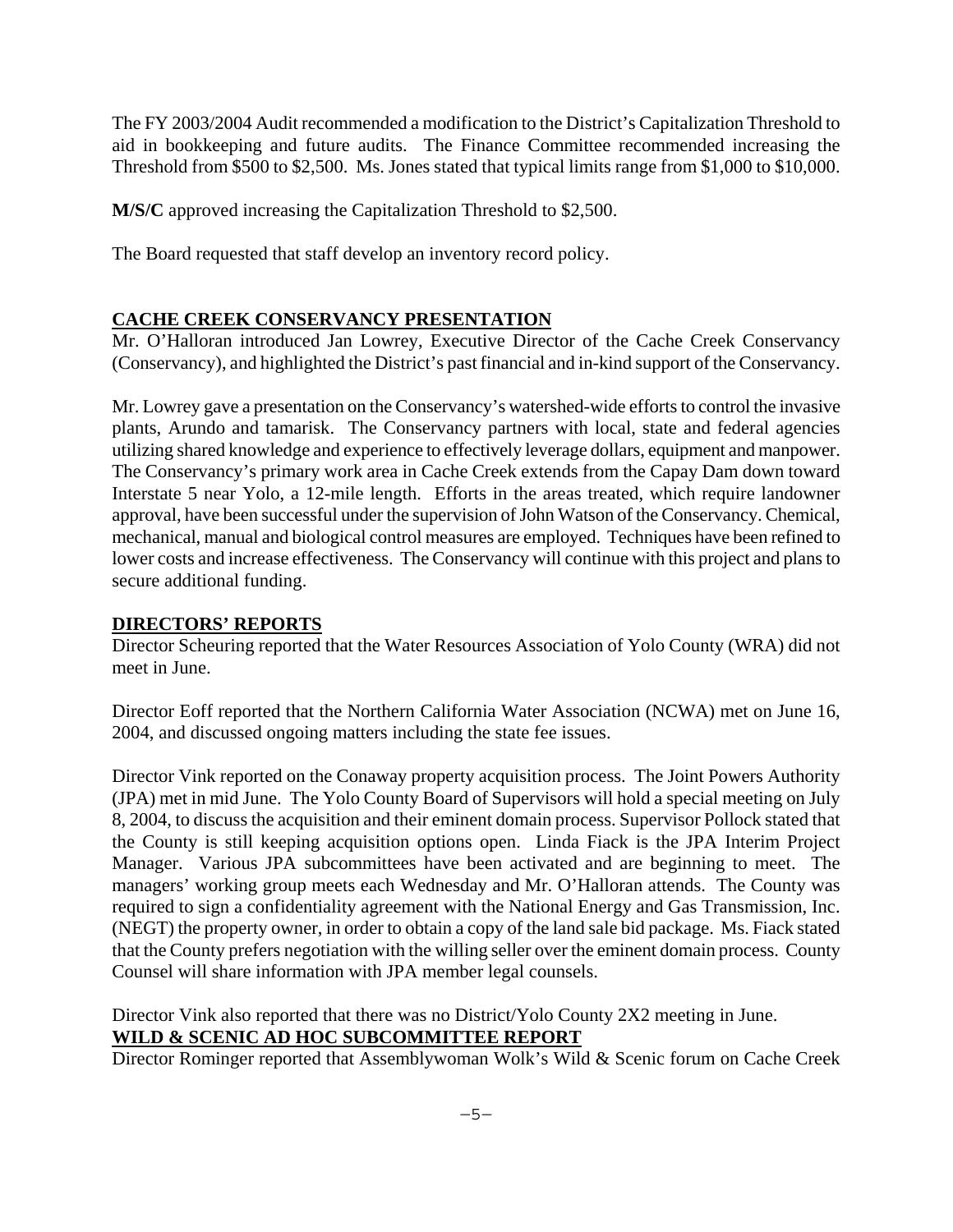The FY 2003/2004 Audit recommended a modification to the District's Capitalization Threshold to aid in bookkeeping and future audits. The Finance Committee recommended increasing the Threshold from $500 to $2,500. Ms. Jones stated that typical limits range from $1,000 to $10,000.

**M/S/C** approved increasing the Capitalization Threshold to $2,500.

The Board requested that staff develop an inventory record policy.

## CACHE CREEK CONSERVANCY PRESENTATION

Mr. O'Halloran introduced Jan Lowrey, Executive Director of the Cache Creek Conservancy (Conservancy), and highlighted the District's past financial and in-kind support of the Conservancy.

Mr. Lowrey gave a presentation on the Conservancy's watershed-wide efforts to control the invasive plants, Arundo and tamarisk. The Conservancy partners with local, state and federal agencies utilizing shared knowledge and experience to effectively leverage dollars, equipment and manpower. The Conservancy's primary work area in Cache Creek extends from the Capay Dam down toward Interstate 5 near Yolo, a 12-mile length. Efforts in the areas treated, which require landowner approval, have been successful under the supervision of John Watson of the Conservancy. Chemical, mechanical, manual and biological control measures are employed. Techniques have been refined to lower costs and increase effectiveness. The Conservancy will continue with this project and plans to secure additional funding.

## DIRECTORS' REPORTS

Director Scheuring reported that the Water Resources Association of Yolo County (WRA) did not meet in June.

Director Eoff reported that the Northern California Water Association (NCWA) met on June 16, 2004, and discussed ongoing matters including the state fee issues.

Director Vink reported on the Conaway property acquisition process. The Joint Powers Authority (JPA) met in mid June. The Yolo County Board of Supervisors will hold a special meeting on July 8, 2004, to discuss the acquisition and their eminent domain process. Supervisor Pollock stated that the County is still keeping acquisition options open. Linda Fiack is the JPA Interim Project Manager. Various JPA subcommittees have been activated and are beginning to meet. The managers' working group meets each Wednesday and Mr. O'Halloran attends. The County was required to sign a confidentiality agreement with the National Energy and Gas Transmission, Inc. (NEGT) the property owner, in order to obtain a copy of the land sale bid package. Ms. Fiack stated that the County prefers negotiation with the willing seller over the eminent domain process. County Counsel will share information with JPA member legal counsels.

Director Vink also reported that there was no District/Yolo County 2X2 meeting in June.

## WILD & SCENIC AD HOC SUBCOMMITTEE REPORT

Director Rominger reported that Assemblywoman Wolk's Wild & Scenic forum on Cache Creek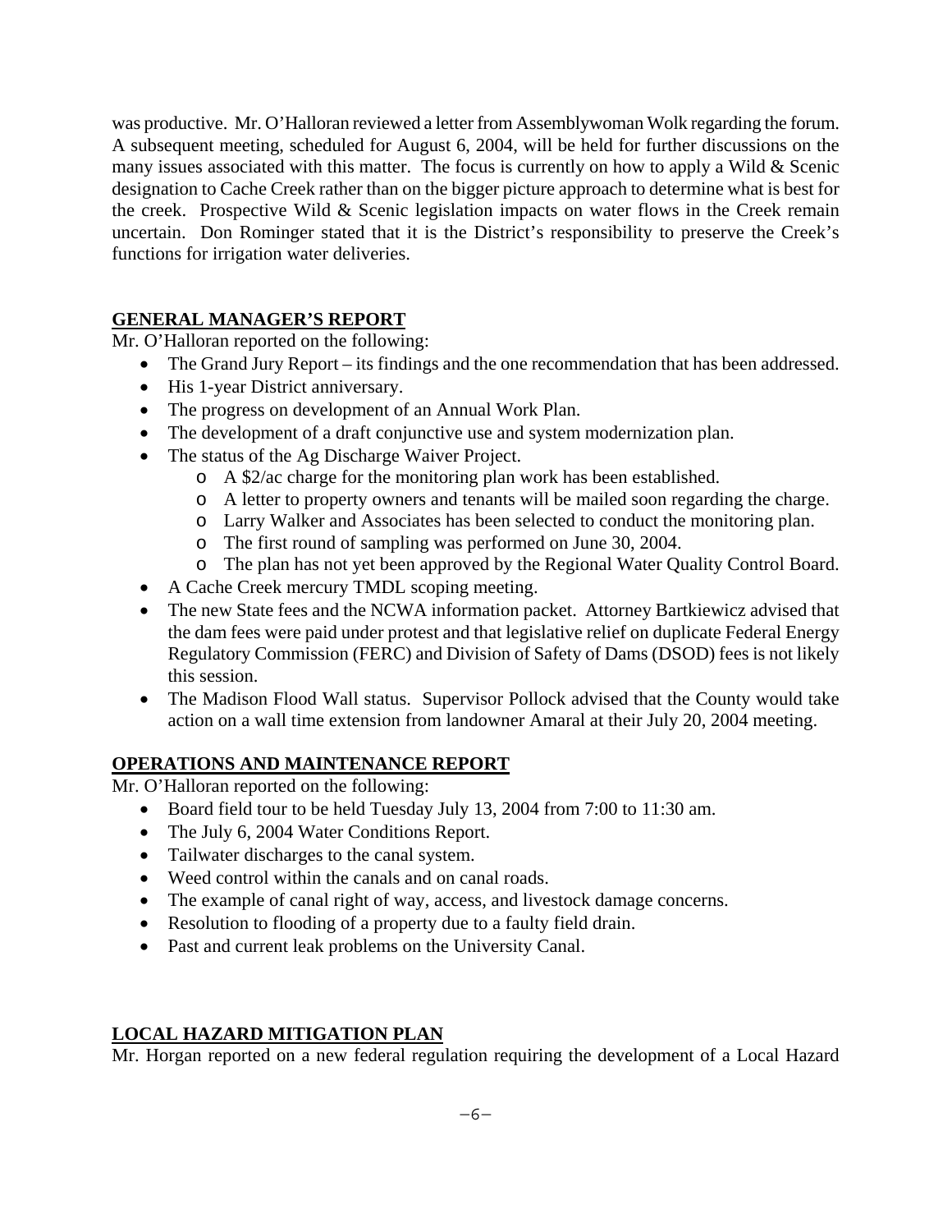was productive. Mr. O'Halloran reviewed a letter from Assemblywoman Wolk regarding the forum. A subsequent meeting, scheduled for August 6, 2004, will be held for further discussions on the many issues associated with this matter. The focus is currently on how to apply a Wild & Scenic designation to Cache Creek rather than on the bigger picture approach to determine what is best for the creek. Prospective Wild & Scenic legislation impacts on water flows in the Creek remain uncertain. Don Rominger stated that it is the District's responsibility to preserve the Creek's functions for irrigation water deliveries.

## GENERAL MANAGER'S REPORT

Mr. O'Halloran reported on the following:

- The Grand Jury Report – its findings and the one recommendation that has been addressed.
- His 1-year District anniversary.
- The progress on development of an Annual Work Plan.
- The development of a draft conjunctive use and system modernization plan.
- The status of the Ag Discharge Waiver Project.
  - A $2/ac charge for the monitoring plan work has been established.
  - A letter to property owners and tenants will be mailed soon regarding the charge.
  - Larry Walker and Associates has been selected to conduct the monitoring plan.
  - The first round of sampling was performed on June 30, 2004.
  - The plan has not yet been approved by the Regional Water Quality Control Board.
- A Cache Creek mercury TMDL scoping meeting.
- The new State fees and the NCWA information packet. Attorney Bartkiewicz advised that the dam fees were paid under protest and that legislative relief on duplicate Federal Energy Regulatory Commission (FERC) and Division of Safety of Dams (DSOD) fees is not likely this session.
- The Madison Flood Wall status. Supervisor Pollock advised that the County would take action on a wall time extension from landowner Amaral at their July 20, 2004 meeting.

## OPERATIONS AND MAINTENANCE REPORT

Mr. O'Halloran reported on the following:

- Board field tour to be held Tuesday July 13, 2004 from 7:00 to 11:30 am.
- The July 6, 2004 Water Conditions Report.
- Tailwater discharges to the canal system.
- Weed control within the canals and on canal roads.
- The example of canal right of way, access, and livestock damage concerns.
- Resolution to flooding of a property due to a faulty field drain.
- Past and current leak problems on the University Canal.

## LOCAL HAZARD MITIGATION PLAN

Mr. Horgan reported on a new federal regulation requiring the development of a Local Hazard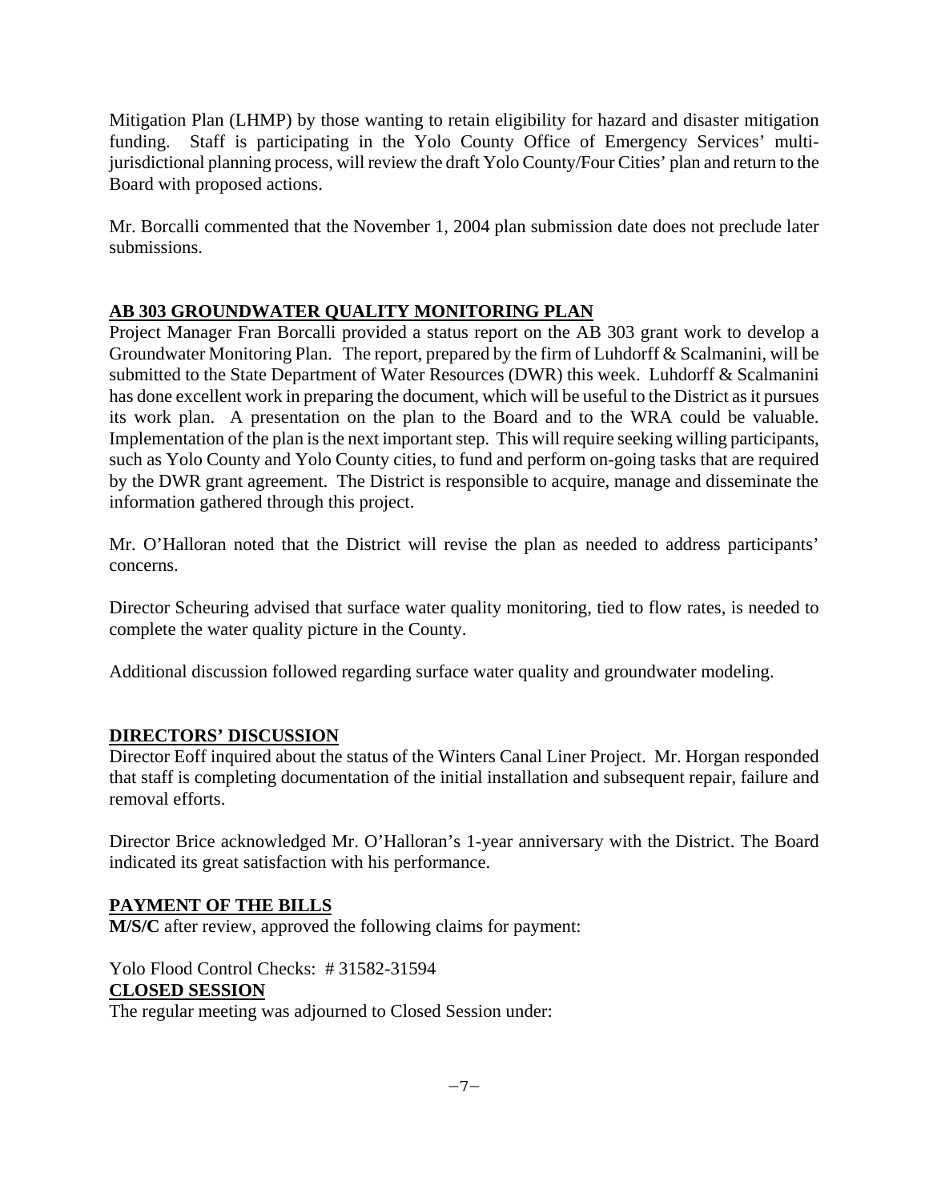Mitigation Plan (LHMP) by those wanting to retain eligibility for hazard and disaster mitigation funding. Staff is participating in the Yolo County Office of Emergency Services' multi-jurisdictional planning process, will review the draft Yolo County/Four Cities' plan and return to the Board with proposed actions.

Mr. Borcalli commented that the November 1, 2004 plan submission date does not preclude later submissions.

## AB 303 GROUNDWATER QUALITY MONITORING PLAN

Project Manager Fran Borcalli provided a status report on the AB 303 grant work to develop a Groundwater Monitoring Plan. The report, prepared by the firm of Luhdorff & Scalmanini, will be submitted to the State Department of Water Resources (DWR) this week. Luhdorff & Scalmanini has done excellent work in preparing the document, which will be useful to the District as it pursues its work plan. A presentation on the plan to the Board and to the WRA could be valuable. Implementation of the plan is the next important step. This will require seeking willing participants, such as Yolo County and Yolo County cities, to fund and perform on-going tasks that are required by the DWR grant agreement. The District is responsible to acquire, manage and disseminate the information gathered through this project.

Mr. O'Halloran noted that the District will revise the plan as needed to address participants' concerns.

Director Scheuring advised that surface water quality monitoring, tied to flow rates, is needed to complete the water quality picture in the County.

Additional discussion followed regarding surface water quality and groundwater modeling.

## DIRECTORS' DISCUSSION

Director Eoff inquired about the status of the Winters Canal Liner Project. Mr. Horgan responded that staff is completing documentation of the initial installation and subsequent repair, failure and removal efforts.

Director Brice acknowledged Mr. O'Halloran's 1-year anniversary with the District. The Board indicated its great satisfaction with his performance.

## PAYMENT OF THE BILLS

**M/S/C** after review, approved the following claims for payment:

Yolo Flood Control Checks: # 31582-31594

## CLOSED SESSION

The regular meeting was adjourned to Closed Session under: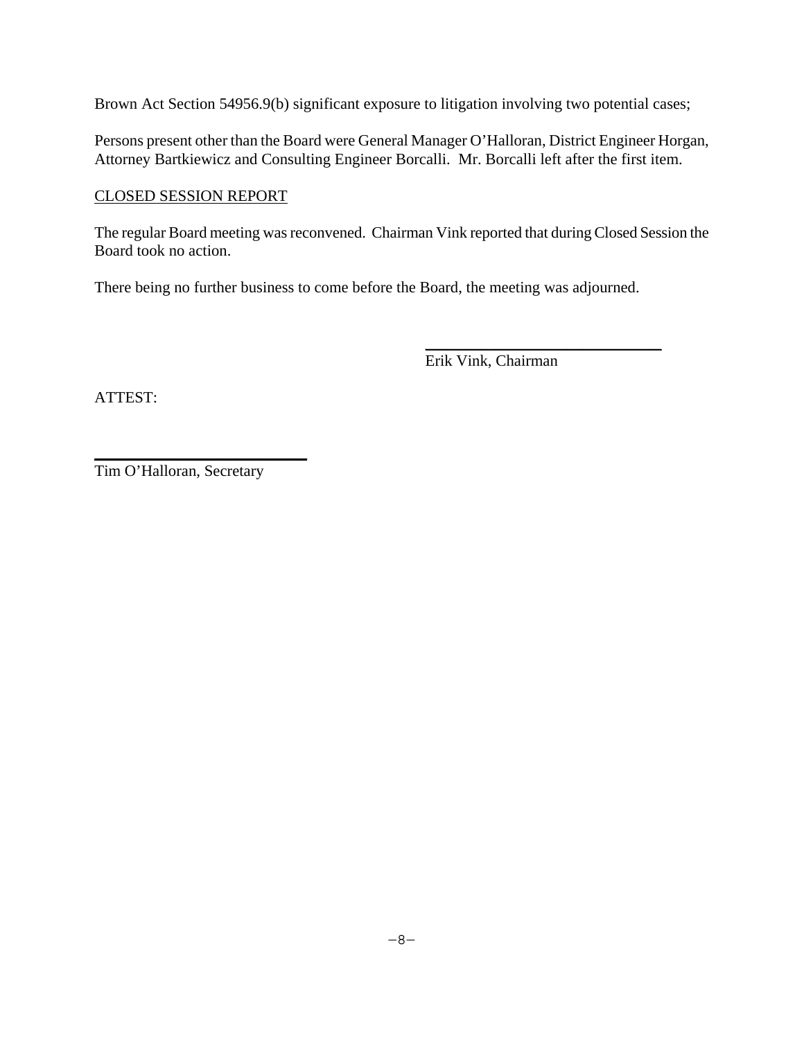Brown Act Section 54956.9(b) significant exposure to litigation involving two potential cases;

Persons present other than the Board were General Manager O'Halloran, District Engineer Horgan, Attorney Bartkiewicz and Consulting Engineer Borcalli. Mr. Borcalli left after the first item.

CLOSED SESSION REPORT

The regular Board meeting was reconvened. Chairman Vink reported that during Closed Session the Board took no action.

There being no further business to come before the Board, the meeting was adjourned.

\_\_\_\_\_\_\_\_\_\_\_\_\_\_\_\_\_\_\_\_\_\_\_\_\_\_\_\_\_\_
Erik Vink, Chairman

ATTEST:

\_\_\_\_\_\_\_\_\_\_\_\_\_\_\_\_\_\_\_\_\_\_\_\_\_\_\_\_\_\_
Tim O'Halloran, Secretary